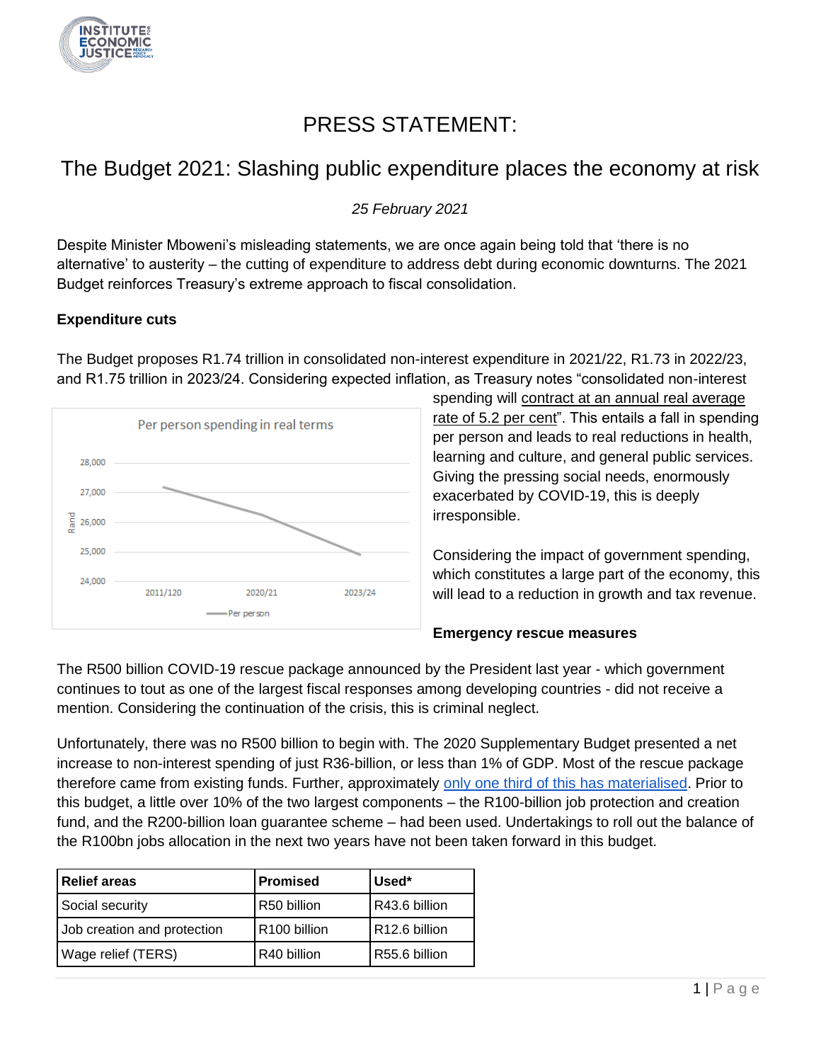# PRESS STATEMENT:

## The Budget 2021: Slashing public expenditure places the economy at risk

*25 February 2021*

Despite Minister Mboweni's misleading statements, we are once again being told that 'there is no alternative' to austerity – the cutting of expenditure to address debt during economic downturns. The 2021 Budget reinforces Treasury's extreme approach to fiscal consolidation.

**Expenditure cuts**

The Budget proposes R1.74 trillion in consolidated non-interest expenditure in 2021/22, R1.73 in 2022/23, and R1.75 trillion in 2023/24. Considering expected inflation, as Treasury notes "consolidated non-interest spending will contract at an annual real average rate of 5.2 per cent". This entails a fall in spending per person and leads to real reductions in health, learning and culture, and general public services. Giving the pressing social needs, enormously exacerbated by COVID-19, this is deeply irresponsible.

Considering the impact of government spending, which constitutes a large part of the economy, this will lead to a reduction in growth and tax revenue.

**Emergency rescue measures**

The R500 billion COVID-19 rescue package announced by the President last year - which government continues to tout as one of the largest fiscal responses among developing countries - did not receive a mention. Considering the continuation of the crisis, this is criminal neglect.

Unfortunately, there was no R500 billion to begin with. The 2020 Supplementary Budget presented a net increase to non-interest spending of just R36-billion, or less than 1% of GDP. Most of the rescue package therefore came from existing funds. Further, approximately only one third of this has materialised. Prior to this budget, a little over 10% of the two largest components – the R100-billion job protection and creation fund, and the R200-billion loan guarantee scheme – had been used. Undertakings to roll out the balance of the R100bn jobs allocation in the next two years have not been taken forward in this budget.

| Relief areas | Promised | Used* |
|---|---|---|
| Social security | R50 billion | R43.6 billion |
| Job creation and protection | R100 billion | R12.6 billion |
| Wage relief (TERS) | R40 billion | R55.6 billion |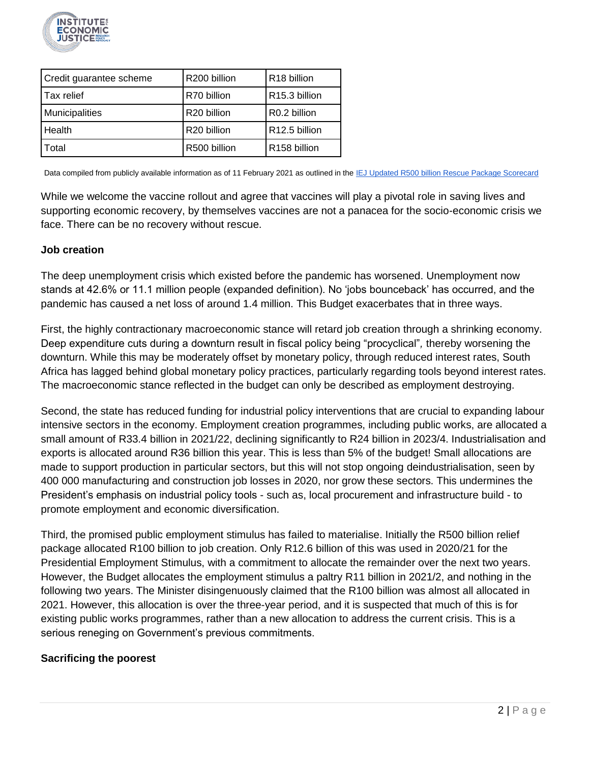| Credit guarantee scheme | R200 billion | R18 billion |
|---|---|---|
| Tax relief | R70 billion | R15.3 billion |
| Municipalities | R20 billion | R0.2 billion |
| Health | R20 billion | R12.5 billion |
| Total | R500 billion | R158 billion |

Data compiled from publicly available information as of 11 February 2021 as outlined in the [IEJ Updated R500 billion Rescue Package Scorecard]

While we welcome the vaccine rollout and agree that vaccines will play a pivotal role in saving lives and supporting economic recovery, by themselves vaccines are not a panacea for the socio-economic crisis we face. There can be no recovery without rescue.

**Job creation**

The deep unemployment crisis which existed before the pandemic has worsened. Unemployment now stands at 42.6% or 11.1 million people (expanded definition). No 'jobs bounceback' has occurred, and the pandemic has caused a net loss of around 1.4 million. This Budget exacerbates that in three ways.

First, the highly contractionary macroeconomic stance will retard job creation through a shrinking economy. Deep expenditure cuts during a downturn result in fiscal policy being "procyclical"*,* thereby worsening the downturn. While this may be moderately offset by monetary policy, through reduced interest rates, South Africa has lagged behind global monetary policy practices, particularly regarding tools beyond interest rates. The macroeconomic stance reflected in the budget can only be described as employment destroying.

Second, the state has reduced funding for industrial policy interventions that are crucial to expanding labour intensive sectors in the economy. Employment creation programmes, including public works, are allocated a small amount of R33.4 billion in 2021/22, declining significantly to R24 billion in 2023/4. Industrialisation and exports is allocated around R36 billion this year. This is less than 5% of the budget! Small allocations are made to support production in particular sectors, but this will not stop ongoing deindustrialisation, seen by 400 000 manufacturing and construction job losses in 2020, nor grow these sectors. This undermines the President's emphasis on industrial policy tools - such as, local procurement and infrastructure build - to promote employment and economic diversification.

Third, the promised public employment stimulus has failed to materialise. Initially the R500 billion relief package allocated R100 billion to job creation. Only R12.6 billion of this was used in 2020/21 for the Presidential Employment Stimulus, with a commitment to allocate the remainder over the next two years. However, the Budget allocates the employment stimulus a paltry R11 billion in 2021/2, and nothing in the following two years. The Minister disingenuously claimed that the R100 billion was almost all allocated in 2021. However, this allocation is over the three-year period, and it is suspected that much of this is for existing public works programmes, rather than a new allocation to address the current crisis. This is a serious reneging on Government's previous commitments.

**Sacrificing the poorest**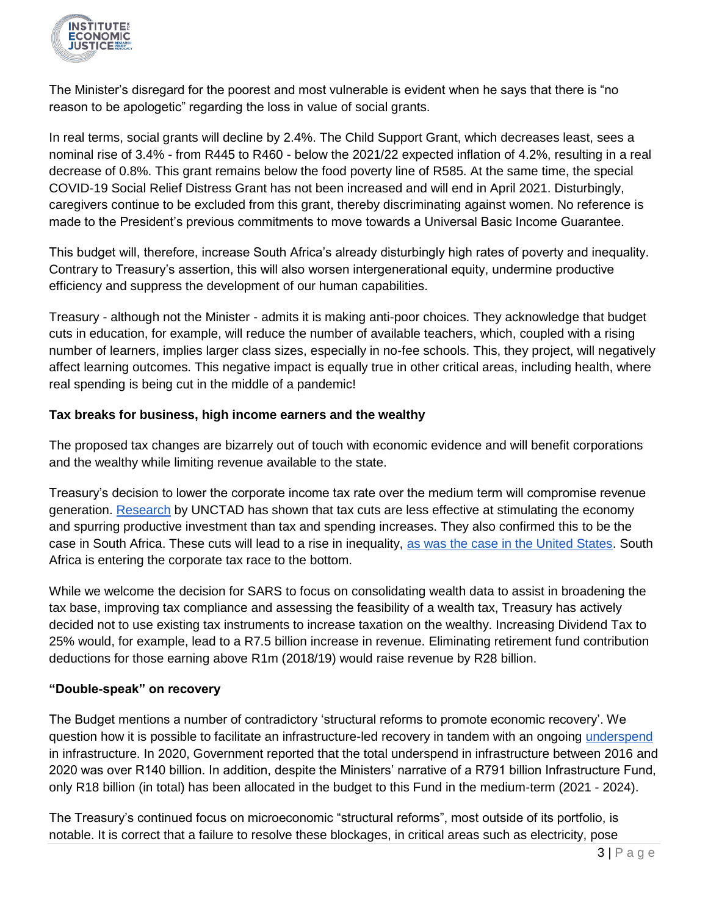The Minister's disregard for the poorest and most vulnerable is evident when he says that there is "no reason to be apologetic" regarding the loss in value of social grants.

In real terms, social grants will decline by 2.4%. The Child Support Grant, which decreases least, sees a nominal rise of 3.4% - from R445 to R460 - below the 2021/22 expected inflation of 4.2%, resulting in a real decrease of 0.8%. This grant remains below the food poverty line of R585. At the same time, the special COVID-19 Social Relief Distress Grant has not been increased and will end in April 2021. Disturbingly, caregivers continue to be excluded from this grant, thereby discriminating against women. No reference is made to the President's previous commitments to move towards a Universal Basic Income Guarantee.

This budget will, therefore, increase South Africa's already disturbingly high rates of poverty and inequality. Contrary to Treasury's assertion, this will also worsen intergenerational equity, undermine productive efficiency and suppress the development of our human capabilities.

Treasury - although not the Minister - admits it is making anti-poor choices. They acknowledge that budget cuts in education, for example, will reduce the number of available teachers, which, coupled with a rising number of learners, implies larger class sizes, especially in no-fee schools. This, they project, will negatively affect learning outcomes. This negative impact is equally true in other critical areas, including health, where real spending is being cut in the middle of a pandemic!

**Tax breaks for business, high income earners and the wealthy**

The proposed tax changes are bizarrely out of touch with economic evidence and will benefit corporations and the wealthy while limiting revenue available to the state.

Treasury's decision to lower the corporate income tax rate over the medium term will compromise revenue generation. Research by UNCTAD has shown that tax cuts are less effective at stimulating the economy and spurring productive investment than tax and spending increases. They also confirmed this to be the case in South Africa. These cuts will lead to a rise in inequality, as was the case in the United States. South Africa is entering the corporate tax race to the bottom.

While we welcome the decision for SARS to focus on consolidating wealth data to assist in broadening the tax base, improving tax compliance and assessing the feasibility of a wealth tax, Treasury has actively decided not to use existing tax instruments to increase taxation on the wealthy. Increasing Dividend Tax to 25% would, for example, lead to a R7.5 billion increase in revenue. Eliminating retirement fund contribution deductions for those earning above R1m (2018/19) would raise revenue by R28 billion.

**"Double-speak" on recovery**

The Budget mentions a number of contradictory 'structural reforms to promote economic recovery'. We question how it is possible to facilitate an infrastructure-led recovery in tandem with an ongoing underspend in infrastructure. In 2020, Government reported that the total underspend in infrastructure between 2016 and 2020 was over R140 billion. In addition, despite the Ministers' narrative of a R791 billion Infrastructure Fund, only R18 billion (in total) has been allocated in the budget to this Fund in the medium-term (2021 - 2024).

The Treasury's continued focus on microeconomic "structural reforms", most outside of its portfolio, is notable. It is correct that a failure to resolve these blockages, in critical areas such as electricity, pose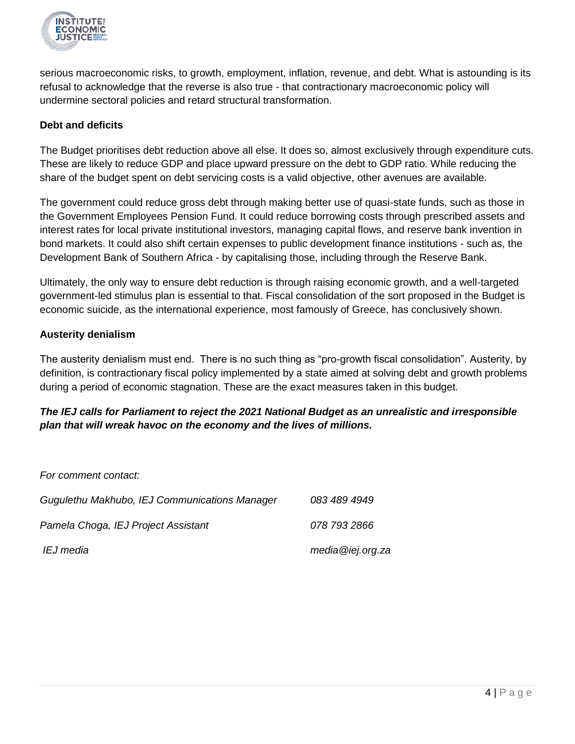serious macroeconomic risks, to growth, employment, inflation, revenue, and debt. What is astounding is its refusal to acknowledge that the reverse is also true - that contractionary macroeconomic policy will undermine sectoral policies and retard structural transformation.

**Debt and deficits**

The Budget prioritises debt reduction above all else. It does so, almost exclusively through expenditure cuts. These are likely to reduce GDP and place upward pressure on the debt to GDP ratio. While reducing the share of the budget spent on debt servicing costs is a valid objective, other avenues are available.

The government could reduce gross debt through making better use of quasi-state funds, such as those in the Government Employees Pension Fund. It could reduce borrowing costs through prescribed assets and interest rates for local private institutional investors, managing capital flows, and reserve bank invention in bond markets. It could also shift certain expenses to public development finance institutions - such as, the Development Bank of Southern Africa - by capitalising those, including through the Reserve Bank.

Ultimately, the only way to ensure debt reduction is through raising economic growth, and a well-targeted government-led stimulus plan is essential to that. Fiscal consolidation of the sort proposed in the Budget is economic suicide, as the international experience, most famously of Greece, has conclusively shown.

**Austerity denialism**

The austerity denialism must end. There is no such thing as "pro-growth fiscal consolidation". Austerity, by definition, is contractionary fiscal policy implemented by a state aimed at solving debt and growth problems during a period of economic stagnation. These are the exact measures taken in this budget.

***The IEJ calls for Parliament to reject the 2021 National Budget as an unrealistic and irresponsible plan that will wreak havoc on the economy and the lives of millions.***

*For comment contact:*

| | |
|---|---|
| *Gugulethu Makhubo, IEJ Communications Manager* | *083 489 4949* |
| *Pamela Choga, IEJ Project Assistant* | *078 793 2866* |
| *IEJ media* | *media@iej.org.za* |